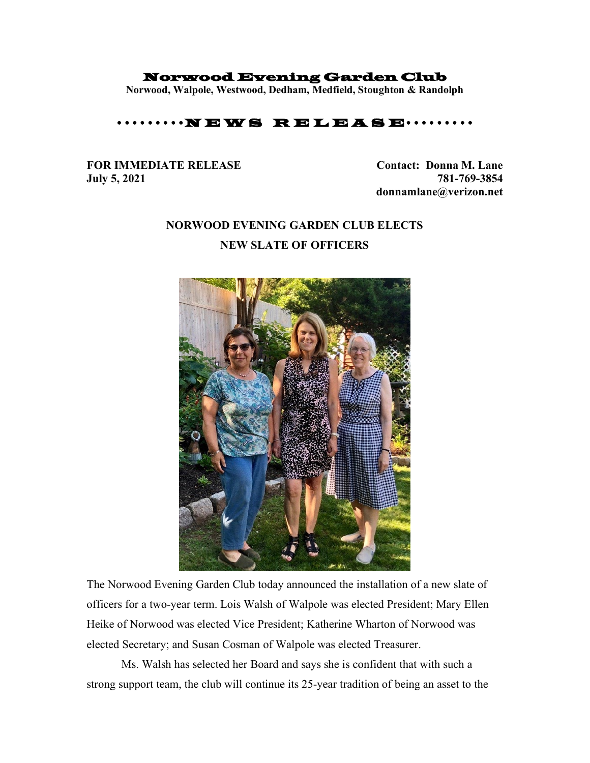# Norwood Evening Garden Club

**Norwood, Walpole, Westwood, Dedham, Medfield, Stoughton & Randolph**

## ·········NEWS RELEASE·········

**FOR IMMEDIATE RELEASE**
**July 5, 2021**

**Contact: Donna M. Lane**
**781-769-3854**
**donnamlane@verizon.net**

**NORWOOD EVENING GARDEN CLUB ELECTS NEW SLATE OF OFFICERS**

The Norwood Evening Garden Club today announced the installation of a new slate of officers for a two-year term. Lois Walsh of Walpole was elected President; Mary Ellen Heike of Norwood was elected Vice President; Katherine Wharton of Norwood was elected Secretary; and Susan Cosman of Walpole was elected Treasurer.

Ms. Walsh has selected her Board and says she is confident that with such a strong support team, the club will continue its 25-year tradition of being an asset to the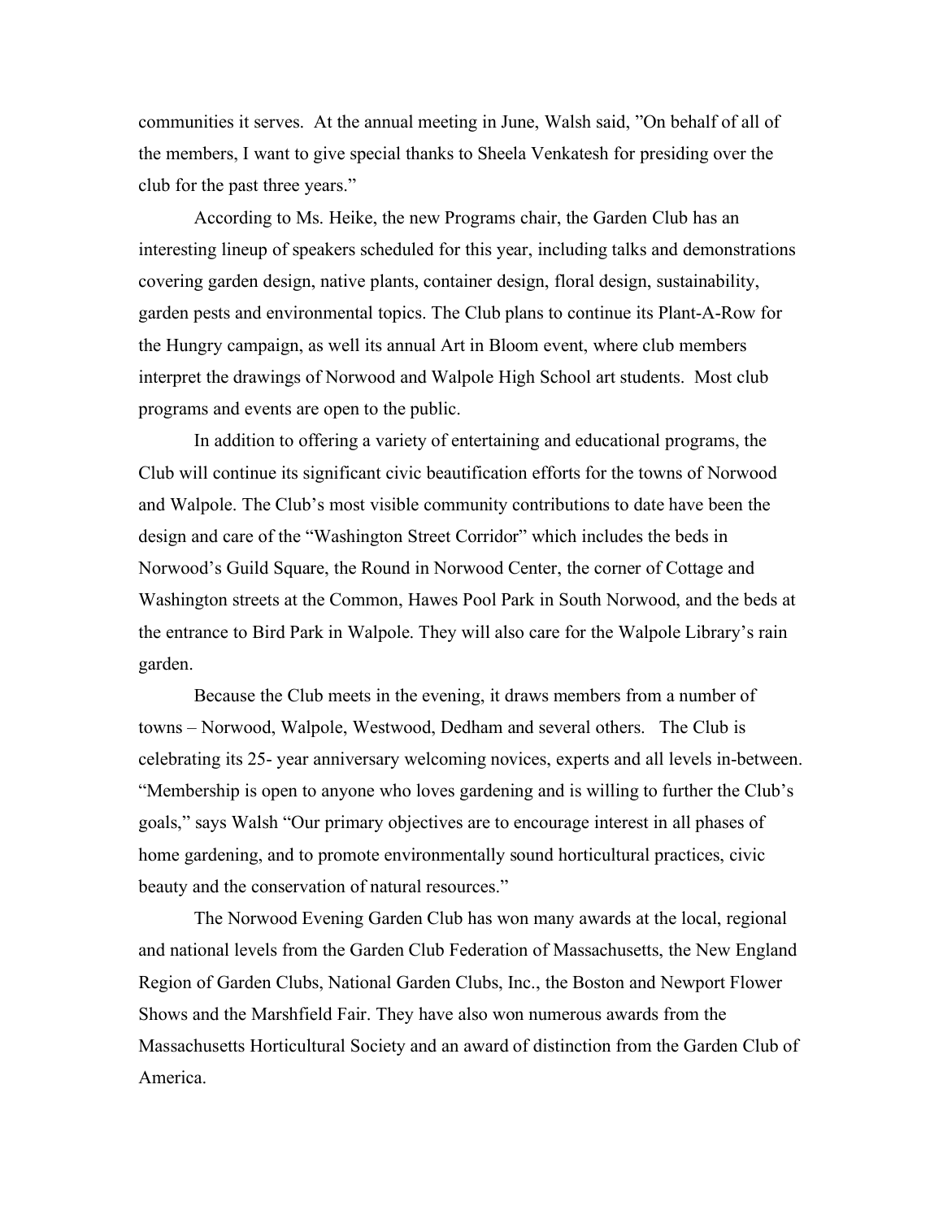communities it serves. At the annual meeting in June, Walsh said, "On behalf of all of the members, I want to give special thanks to Sheela Venkatesh for presiding over the club for the past three years."

According to Ms. Heike, the new Programs chair, the Garden Club has an interesting lineup of speakers scheduled for this year, including talks and demonstrations covering garden design, native plants, container design, floral design, sustainability, garden pests and environmental topics. The Club plans to continue its Plant-A-Row for the Hungry campaign, as well its annual Art in Bloom event, where club members interpret the drawings of Norwood and Walpole High School art students. Most club programs and events are open to the public.

In addition to offering a variety of entertaining and educational programs, the Club will continue its significant civic beautification efforts for the towns of Norwood and Walpole. The Club's most visible community contributions to date have been the design and care of the "Washington Street Corridor" which includes the beds in Norwood's Guild Square, the Round in Norwood Center, the corner of Cottage and Washington streets at the Common, Hawes Pool Park in South Norwood, and the beds at the entrance to Bird Park in Walpole. They will also care for the Walpole Library's rain garden.

Because the Club meets in the evening, it draws members from a number of towns – Norwood, Walpole, Westwood, Dedham and several others. The Club is celebrating its 25- year anniversary welcoming novices, experts and all levels in-between. "Membership is open to anyone who loves gardening and is willing to further the Club's goals," says Walsh "Our primary objectives are to encourage interest in all phases of home gardening, and to promote environmentally sound horticultural practices, civic beauty and the conservation of natural resources."

The Norwood Evening Garden Club has won many awards at the local, regional and national levels from the Garden Club Federation of Massachusetts, the New England Region of Garden Clubs, National Garden Clubs, Inc., the Boston and Newport Flower Shows and the Marshfield Fair. They have also won numerous awards from the Massachusetts Horticultural Society and an award of distinction from the Garden Club of America.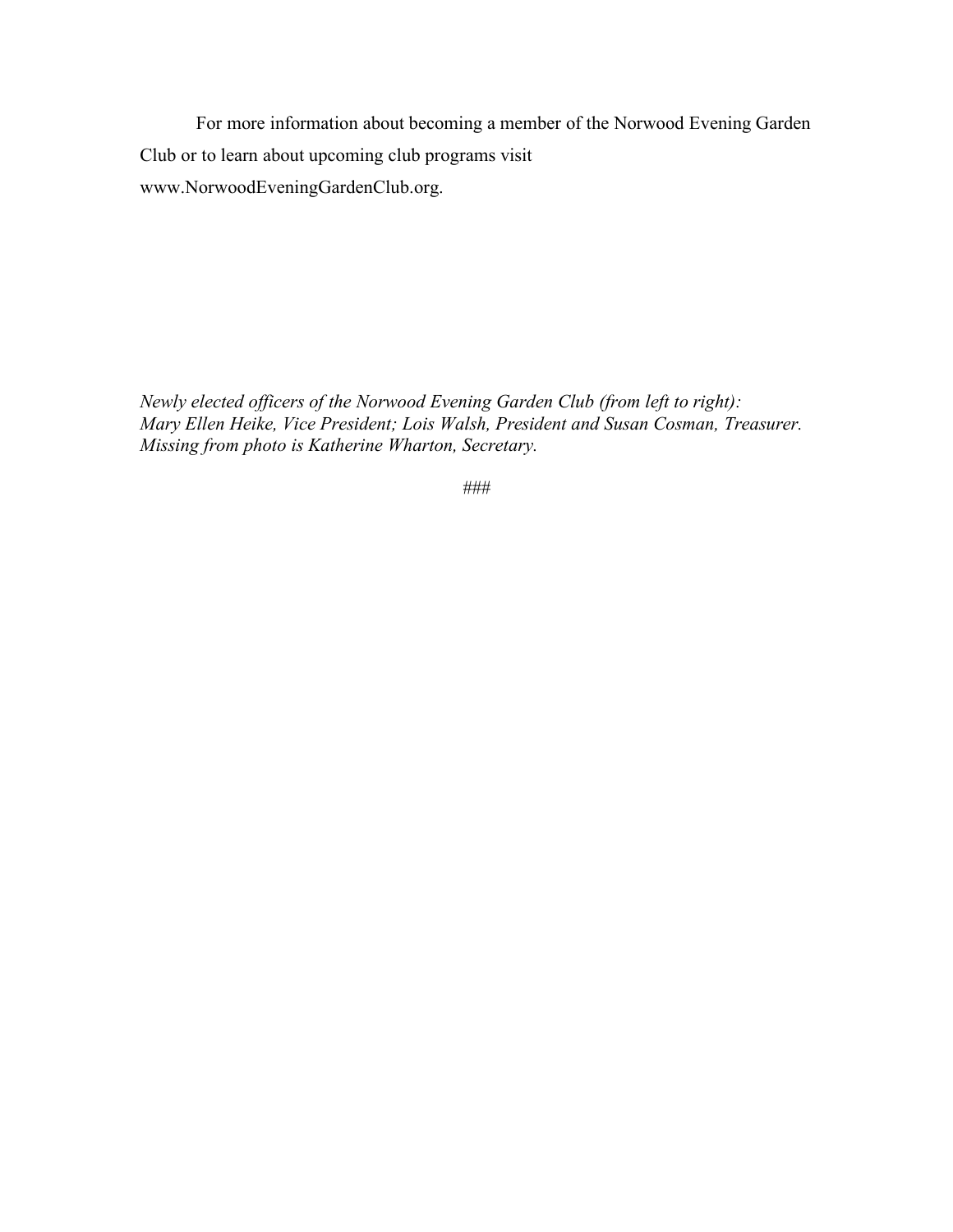For more information about becoming a member of the Norwood Evening Garden Club or to learn about upcoming club programs visit www.NorwoodEveningGardenClub.org.

*Newly elected officers of the Norwood Evening Garden Club (from left to right): Mary Ellen Heike, Vice President; Lois Walsh, President and Susan Cosman, Treasurer. Missing from photo is Katherine Wharton, Secretary.*

###